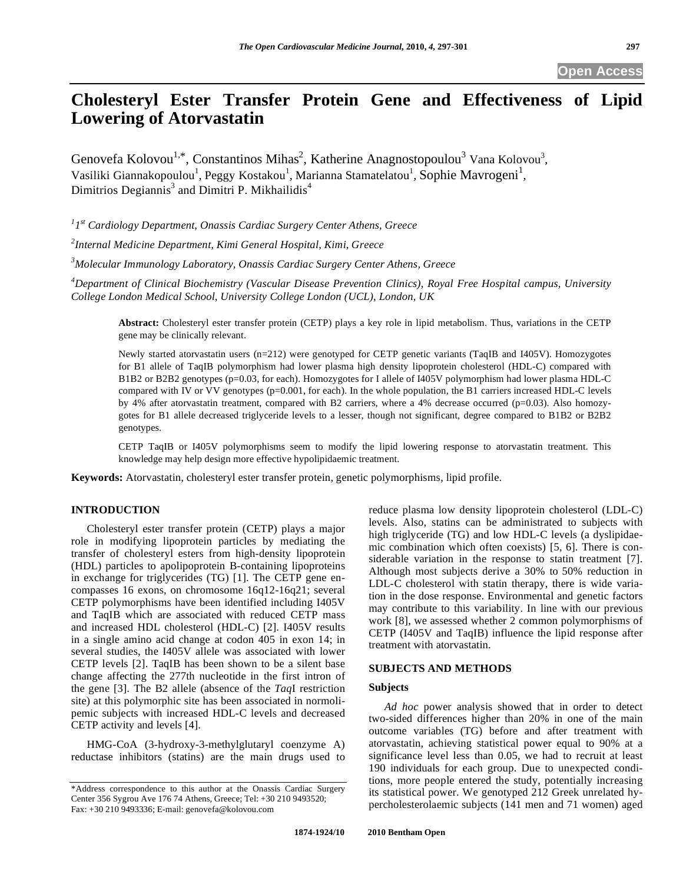Open Access

# Cholesteryl Ester Transfer Protein Gene and Effectiveness of Lipid Lowering of Atorvastatin

Genovefa Kolovou[1,*], Constantinos Mihas[2], Katherine Anagnostopoulou[3] Vana Kolovou[3], Vasiliki Giannakopoulou[1], Peggy Kostakou[1], Marianna Stamatelatou[1], Sophie Mavrogeni[1], Dimitrios Degiannis[3] and Dimitri P. Mikhailidis[4]

*[1]1st Cardiology Department, Onassis Cardiac Surgery Center Athens, Greece*

*[2]Internal Medicine Department, Kimi General Hospital, Kimi, Greece*

*[3]Molecular Immunology Laboratory, Onassis Cardiac Surgery Center Athens, Greece*

*[4]Department of Clinical Biochemistry (Vascular Disease Prevention Clinics), Royal Free Hospital campus, University College London Medical School, University College London (UCL), London, UK*

**Abstract:** Cholesteryl ester transfer protein (CETP) plays a key role in lipid metabolism. Thus, variations in the CETP gene may be clinically relevant.

Newly started atorvastatin users (n=212) were genotyped for CETP genetic variants (TaqIB and I405V). Homozygotes for B1 allele of TaqIB polymorphism had lower plasma high density lipoprotein cholesterol (HDL-C) compared with B1B2 or B2B2 genotypes (p=0.03, for each). Homozygotes for I allele of I405V polymorphism had lower plasma HDL-C compared with IV or VV genotypes (p=0.001, for each). In the whole population, the B1 carriers increased HDL-C levels by 4% after atorvastatin treatment, compared with B2 carriers, where a 4% decrease occurred (p=0.03). Also homozygotes for B1 allele decreased triglyceride levels to a lesser, though not significant, degree compared to B1B2 or B2B2 genotypes.

CETP TaqIB or I405V polymorphisms seem to modify the lipid lowering response to atorvastatin treatment. This knowledge may help design more effective hypolipidaemic treatment.

**Keywords:** Atorvastatin, cholesteryl ester transfer protein, genetic polymorphisms, lipid profile.

## INTRODUCTION

Cholesteryl ester transfer protein (CETP) plays a major role in modifying lipoprotein particles by mediating the transfer of cholesteryl esters from high-density lipoprotein (HDL) particles to apolipoprotein B-containing lipoproteins in exchange for triglycerides (TG) [1]. The CETP gene encompasses 16 exons, on chromosome 16q12-16q21; several CETP polymorphisms have been identified including I405V and TaqIB which are associated with reduced CETP mass and increased HDL cholesterol (HDL-C) [2]. I405V results in a single amino acid change at codon 405 in exon 14; in several studies, the I405V allele was associated with lower CETP levels [2]. TaqIB has been shown to be a silent base change affecting the 277th nucleotide in the first intron of the gene [3]. The B2 allele (absence of the *Taq*I restriction site) at this polymorphic site has been associated in normolipemic subjects with increased HDL-C levels and decreased CETP activity and levels [4].

HMG-CoA (3-hydroxy-3-methylglutaryl coenzyme A) reductase inhibitors (statins) are the main drugs used to reduce plasma low density lipoprotein cholesterol (LDL-C) levels. Also, statins can be administrated to subjects with high triglyceride (TG) and low HDL-C levels (a dyslipidaemic combination which often coexists) [5, 6]. There is considerable variation in the response to statin treatment [7]. Although most subjects derive a 30% to 50% reduction in LDL-C cholesterol with statin therapy, there is wide variation in the dose response. Environmental and genetic factors may contribute to this variability. In line with our previous work [8], we assessed whether 2 common polymorphisms of CETP (I405V and TaqIB) influence the lipid response after treatment with atorvastatin.

## SUBJECTS AND METHODS

### Subjects

*Ad hoc* power analysis showed that in order to detect two-sided differences higher than 20% in one of the main outcome variables (TG) before and after treatment with atorvastatin, achieving statistical power equal to 90% at a significance level less than 0.05, we had to recruit at least 190 individuals for each group. Due to unexpected conditions, more people entered the study, potentially increasing its statistical power. We genotyped 212 Greek unrelated hypercholesterolaemic subjects (141 men and 71 women) aged

*Address correspondence to this author at the Onassis Cardiac Surgery Center 356 Sygrou Ave 176 74 Athens, Greece; Tel: +30 210 9493520; Fax: +30 210 9493336; E-mail: genovefa@kolovou.com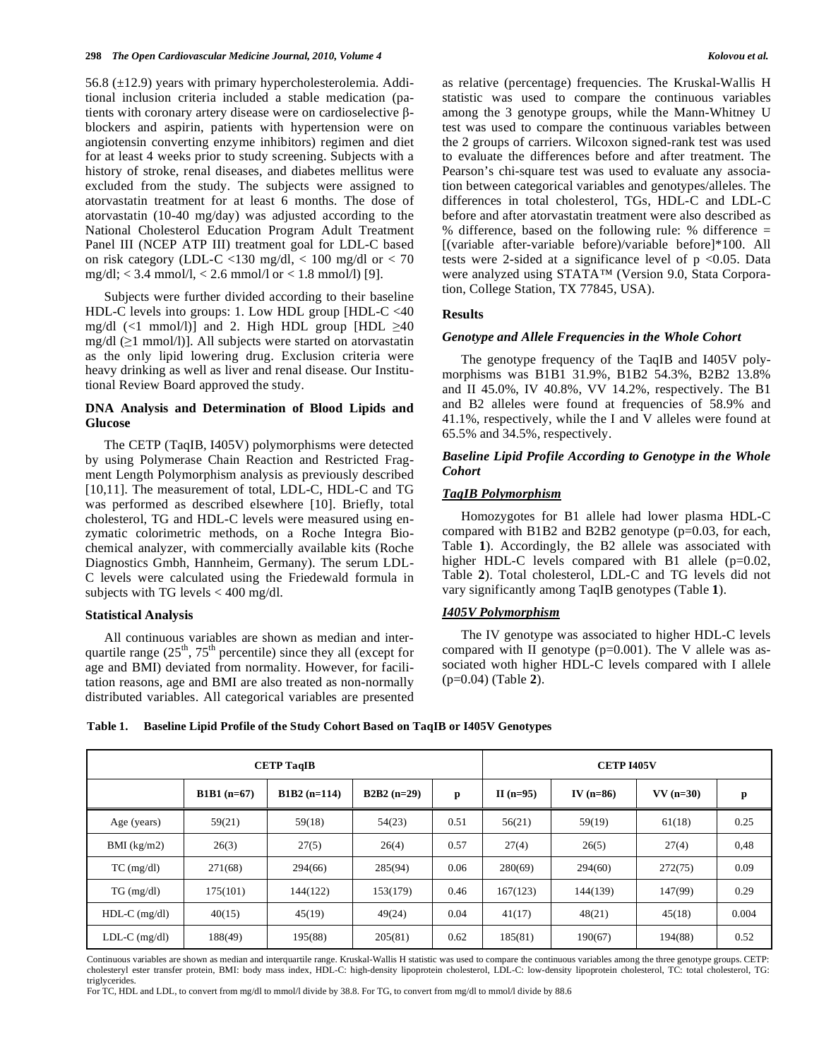56.8 (±12.9) years with primary hypercholesterolemia. Additional inclusion criteria included a stable medication (patients with coronary artery disease were on cardioselective β-blockers and aspirin, patients with hypertension were on angiotensin converting enzyme inhibitors) regimen and diet for at least 4 weeks prior to study screening. Subjects with a history of stroke, renal diseases, and diabetes mellitus were excluded from the study. The subjects were assigned to atorvastatin treatment for at least 6 months. The dose of atorvastatin (10-40 mg/day) was adjusted according to the National Cholesterol Education Program Adult Treatment Panel III (NCEP ATP III) treatment goal for LDL-C based on risk category (LDL-C <130 mg/dl, < 100 mg/dl or < 70 mg/dl; < 3.4 mmol/l, < 2.6 mmol/l or < 1.8 mmol/l) [9].

Subjects were further divided according to their baseline HDL-C levels into groups: 1. Low HDL group [HDL-C <40 mg/dl (<1 mmol/l)] and 2. High HDL group [HDL ≥40 mg/dl (≥1 mmol/l)]. All subjects were started on atorvastatin as the only lipid lowering drug. Exclusion criteria were heavy drinking as well as liver and renal disease. Our Institutional Review Board approved the study.

### DNA Analysis and Determination of Blood Lipids and Glucose

The CETP (TaqIB, I405V) polymorphisms were detected by using Polymerase Chain Reaction and Restricted Fragment Length Polymorphism analysis as previously described [10,11]. The measurement of total, LDL-C, HDL-C and TG was performed as described elsewhere [10]. Briefly, total cholesterol, TG and HDL-C levels were measured using enzymatic colorimetric methods, on a Roche Integra Biochemical analyzer, with commercially available kits (Roche Diagnostics Gmbh, Hannheim, Germany). The serum LDL-C levels were calculated using the Friedewald formula in subjects with TG levels < 400 mg/dl.

### Statistical Analysis

All continuous variables are shown as median and interquartile range ($25^{th}$, $75^{th}$ percentile) since they all (except for age and BMI) deviated from normality. However, for facilitation reasons, age and BMI are also treated as non-normally distributed variables. All categorical variables are presented as relative (percentage) frequencies. The Kruskal-Wallis H statistic was used to compare the continuous variables among the 3 genotype groups, while the Mann-Whitney U test was used to compare the continuous variables between the 2 groups of carriers. Wilcoxon signed-rank test was used to evaluate the differences before and after treatment. The Pearson's chi-square test was used to evaluate any association between categorical variables and genotypes/alleles. The differences in total cholesterol, TGs, HDL-C and LDL-C before and after atorvastatin treatment were also described as % difference, based on the following rule: % difference = [(variable after-variable before)/variable before]*100. All tests were 2-sided at a significance level of $p < 0.05$. Data were analyzed using STATA™ (Version 9.0, Stata Corporation, College Station, TX 77845, USA).

## Results

### *Genotype and Allele Frequencies in the Whole Cohort*

The genotype frequency of the TaqIB and I405V polymorphisms was B1B1 31.9%, B1B2 54.3%, B2B2 13.8% and II 45.0%, IV 40.8%, VV 14.2%, respectively. The B1 and B2 alleles were found at frequencies of 58.9% and 41.1%, respectively, while the I and V alleles were found at 65.5% and 34.5%, respectively.

### *Baseline Lipid Profile According to Genotype in the Whole Cohort*

#### ***TaqIB Polymorphism***

Homozygotes for B1 allele had lower plasma HDL-C compared with B1B2 and B2B2 genotype (p=0.03, for each, Table **1**). Accordingly, the B2 allele was associated with higher HDL-C levels compared with B1 allele (p=0.02, Table **2**). Total cholesterol, LDL-C and TG levels did not vary significantly among TaqIB genotypes (Table **1**).

#### ***I405V Polymorphism***

The IV genotype was associated to higher HDL-C levels compared with II genotype (p=0.001). The V allele was associated woth higher HDL-C levels compared with I allele (p=0.04) (Table **2**).

**Table 1. Baseline Lipid Profile of the Study Cohort Based on TaqIB or I405V Genotypes**

| | CETP TaqIB | | | | CETP I405V | | | |
|---|---|---|---|---|---|---|---|---|
| | B1B1 (n=67) | B1B2 (n=114) | B2B2 (n=29) | p | II (n=95) | IV (n=86) | VV (n=30) | p |
| Age (years) | 59(21) | 59(18) | 54(23) | 0.51 | 56(21) | 59(19) | 61(18) | 0.25 |
| BMI (kg/m2) | 26(3) | 27(5) | 26(4) | 0.57 | 27(4) | 26(5) | 27(4) | 0,48 |
| TC (mg/dl) | 271(68) | 294(66) | 285(94) | 0.06 | 280(69) | 294(60) | 272(75) | 0.09 |
| TG (mg/dl) | 175(101) | 144(122) | 153(179) | 0.46 | 167(123) | 144(139) | 147(99) | 0.29 |
| HDL-C (mg/dl) | 40(15) | 45(19) | 49(24) | 0.04 | 41(17) | 48(21) | 45(18) | 0.004 |
| LDL-C (mg/dl) | 188(49) | 195(88) | 205(81) | 0.62 | 185(81) | 190(67) | 194(88) | 0.52 |

Continuous variables are shown as median and interquartile range. Kruskal-Wallis H statistic was used to compare the continuous variables among the three genotype groups. CETP: cholesteryl ester transfer protein, BMI: body mass index, HDL-C: high-density lipoprotein cholesterol, LDL-C: low-density lipoprotein cholesterol, TC: total cholesterol, TG: triglycerides.

For TC, HDL and LDL, to convert from mg/dl to mmol/l divide by 38.8. For TG, to convert from mg/dl to mmol/l divide by 88.6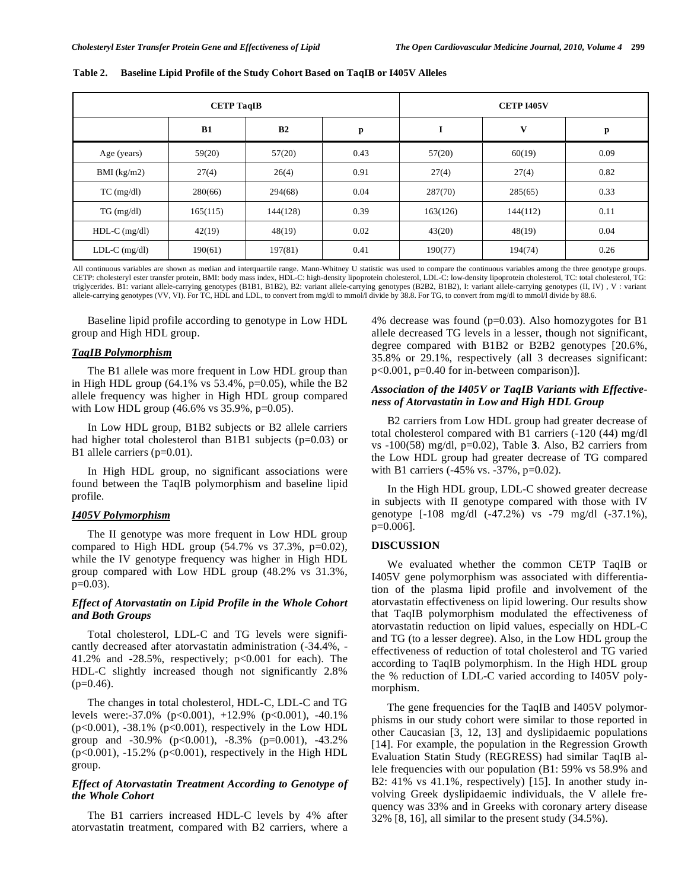**Table 2. Baseline Lipid Profile of the Study Cohort Based on TaqIB or I405V Alleles**

| CETP TaqIB | | | | CETP I405V | | |
|---|---|---|---|---|---|---|
| | B1 | B2 | p | I | V | p |
| Age (years) | 59(20) | 57(20) | 0.43 | 57(20) | 60(19) | 0.09 |
| BMI (kg/m2) | 27(4) | 26(4) | 0.91 | 27(4) | 27(4) | 0.82 |
| TC (mg/dl) | 280(66) | 294(68) | 0.04 | 287(70) | 285(65) | 0.33 |
| TG (mg/dl) | 165(115) | 144(128) | 0.39 | 163(126) | 144(112) | 0.11 |
| HDL-C (mg/dl) | 42(19) | 48(19) | 0.02 | 43(20) | 48(19) | 0.04 |
| LDL-C (mg/dl) | 190(61) | 197(81) | 0.41 | 190(77) | 194(74) | 0.26 |

All continuous variables are shown as median and interquartile range. Mann-Whitney U statistic was used to compare the continuous variables among the three genotype groups. CETP: cholesteryl ester transfer protein, BMI: body mass index, HDL-C: high-density lipoprotein cholesterol, LDL-C: low-density lipoprotein cholesterol, TC: total cholesterol, TG: triglycerides. B1: variant allele-carrying genotypes (B1B1, B1B2), B2: variant allele-carrying genotypes (B2B2, B1B2), I: variant allele-carrying genotypes (II, IV) , V : variant allele-carrying genotypes (VV, VI). For TC, HDL and LDL, to convert from mg/dl to mmol/l divide by 38.8. For TG, to convert from mg/dl to mmol/l divide by 88.6.

Baseline lipid profile according to genotype in Low HDL group and High HDL group.

### *TaqIB Polymorphism*

The B1 allele was more frequent in Low HDL group than in High HDL group (64.1% vs 53.4%, p=0.05), while the B2 allele frequency was higher in High HDL group compared with Low HDL group (46.6% vs 35.9%, p=0.05).

In Low HDL group, B1B2 subjects or B2 allele carriers had higher total cholesterol than B1B1 subjects (p=0.03) or B1 allele carriers (p=0.01).

In High HDL group, no significant associations were found between the TaqIB polymorphism and baseline lipid profile.

### *I405V Polymorphism*

The II genotype was more frequent in Low HDL group compared to High HDL group (54.7% vs 37.3%, p=0.02), while the IV genotype frequency was higher in High HDL group compared with Low HDL group (48.2% vs 31.3%, p=0.03).

### *Effect of Atorvastatin on Lipid Profile in the Whole Cohort and Both Groups*

Total cholesterol, LDL-C and TG levels were significantly decreased after atorvastatin administration (-34.4%, -41.2% and -28.5%, respectively; p<0.001 for each). The HDL-C slightly increased though not significantly 2.8% (p=0.46).

The changes in total cholesterol, HDL-C, LDL-C and TG levels were:-37.0% (p<0.001), +12.9% (p<0.001), -40.1% (p<0.001), -38.1% (p<0.001), respectively in the Low HDL group and -30.9% (p<0.001), -8.3% (p=0.001), -43.2% (p<0.001), -15.2% (p<0.001), respectively in the High HDL group.

### *Effect of Atorvastatin Treatment According to Genotype of the Whole Cohort*

The B1 carriers increased HDL-C levels by 4% after atorvastatin treatment, compared with B2 carriers, where a 4% decrease was found (p=0.03). Also homozygotes for B1 allele decreased TG levels in a lesser, though not significant, degree compared with B1B2 or B2B2 genotypes [20.6%, 35.8% or 29.1%, respectively (all 3 decreases significant: p<0.001, p=0.40 for in-between comparison)].

### *Association of the I405V or TaqIB Variants with Effectiveness of Atorvastatin in Low and High HDL Group*

B2 carriers from Low HDL group had greater decrease of total cholesterol compared with B1 carriers (-120 (44) mg/dl vs -100(58) mg/dl, p=0.02), Table **3**. Also, B2 carriers from the Low HDL group had greater decrease of TG compared with B1 carriers (-45% vs. -37%, p=0.02).

In the High HDL group, LDL-C showed greater decrease in subjects with II genotype compared with those with IV genotype [-108 mg/dl (-47.2%) vs -79 mg/dl (-37.1%), p=0.006].

## DISCUSSION

We evaluated whether the common CETP TaqIB or I405V gene polymorphism was associated with differentiation of the plasma lipid profile and involvement of the atorvastatin effectiveness on lipid lowering. Our results show that TaqIB polymorphism modulated the effectiveness of atorvastatin reduction on lipid values, especially on HDL-C and TG (to a lesser degree). Also, in the Low HDL group the effectiveness of reduction of total cholesterol and TG varied according to TaqIB polymorphism. In the High HDL group the % reduction of LDL-C varied according to I405V polymorphism.

The gene frequencies for the TaqIB and I405V polymorphisms in our study cohort were similar to those reported in other Caucasian [3, 12, 13] and dyslipidaemic populations [14]. For example, the population in the Regression Growth Evaluation Statin Study (REGRESS) had similar TaqIB allele frequencies with our population (B1: 59% vs 58.9% and B2: 41% vs 41.1%, respectively) [15]. In another study involving Greek dyslipidaemic individuals, the V allele frequency was 33% and in Greeks with coronary artery disease 32% [8, 16], all similar to the present study (34.5%).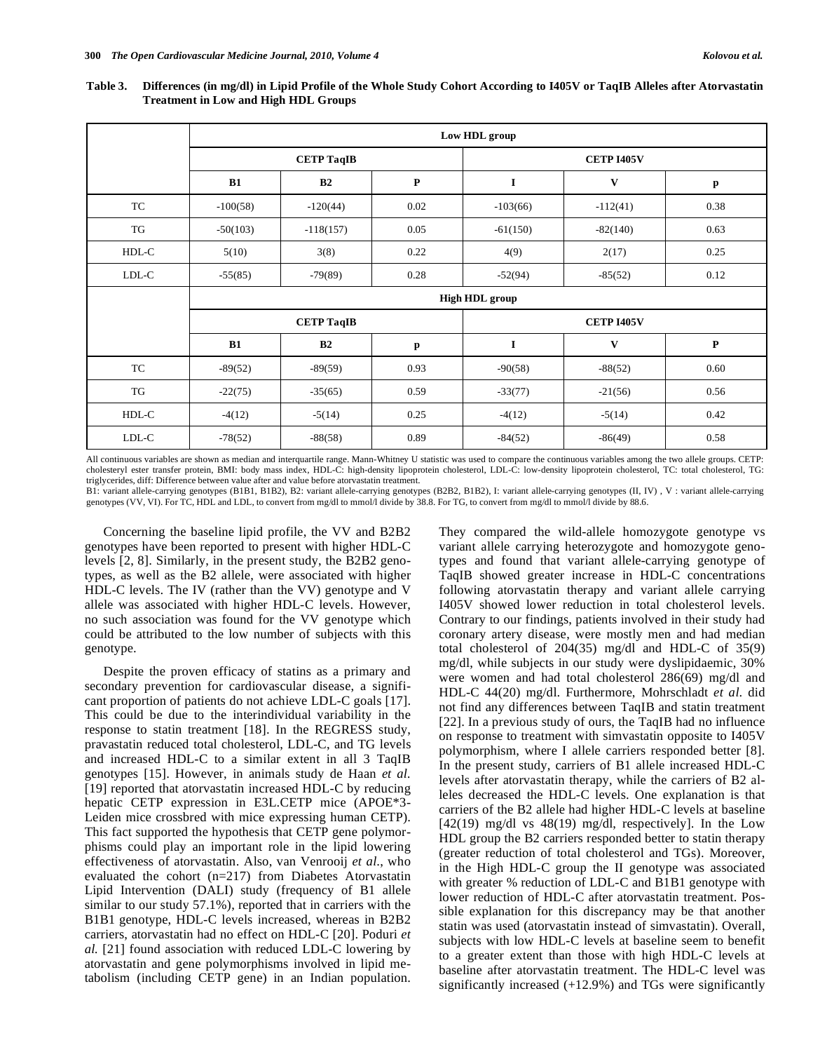**Table 3. Differences (in mg/dl) in Lipid Profile of the Whole Study Cohort According to I405V or TaqIB Alleles after Atorvastatin Treatment in Low and High HDL Groups**

| | Low HDL group | | | | | |
|---|---|---|---|---|---|---|
| | CETP TaqIB | | | CETP I405V | | |
| | B1 | B2 | P | I | V | p |
| TC | -100(58) | -120(44) | 0.02 | -103(66) | -112(41) | 0.38 |
| TG | -50(103) | -118(157) | 0.05 | -61(150) | -82(140) | 0.63 |
| HDL-C | 5(10) | 3(8) | 0.22 | 4(9) | 2(17) | 0.25 |
| LDL-C | -55(85) | -79(89) | 0.28 | -52(94) | -85(52) | 0.12 |
| | High HDL group | | | | | |
| | CETP TaqIB | | | CETP I405V | | |
| | B1 | B2 | p | I | V | P |
| TC | -89(52) | -89(59) | 0.93 | -90(58) | -88(52) | 0.60 |
| TG | -22(75) | -35(65) | 0.59 | -33(77) | -21(56) | 0.56 |
| HDL-C | -4(12) | -5(14) | 0.25 | -4(12) | -5(14) | 0.42 |
| LDL-C | -78(52) | -88(58) | 0.89 | -84(52) | -86(49) | 0.58 |

All continuous variables are shown as median and interquartile range. Mann-Whitney U statistic was used to compare the continuous variables among the two allele groups. CETP: cholesteryl ester transfer protein, BMI: body mass index, HDL-C: high-density lipoprotein cholesterol, LDL-C: low-density lipoprotein cholesterol, TC: total cholesterol, TG: triglycerides, diff: Difference between value after and value before atorvastatin treatment.
B1: variant allele-carrying genotypes (B1B1, B1B2), B2: variant allele-carrying genotypes (B2B2, B1B2), I: variant allele-carrying genotypes (II, IV) , V : variant allele-carrying genotypes (VV, VI). For TC, HDL and LDL, to convert from mg/dl to mmol/l divide by 38.8. For TG, to convert from mg/dl to mmol/l divide by 88.6.

Concerning the baseline lipid profile, the VV and B2B2 genotypes have been reported to present with higher HDL-C levels [2, 8]. Similarly, in the present study, the B2B2 genotypes, as well as the B2 allele, were associated with higher HDL-C levels. The IV (rather than the VV) genotype and V allele was associated with higher HDL-C levels. However, no such association was found for the VV genotype which could be attributed to the low number of subjects with this genotype.

Despite the proven efficacy of statins as a primary and secondary prevention for cardiovascular disease, a significant proportion of patients do not achieve LDL-C goals [17]. This could be due to the interindividual variability in the response to statin treatment [18]. In the REGRESS study, pravastatin reduced total cholesterol, LDL-C, and TG levels and increased HDL-C to a similar extent in all 3 TaqIB genotypes [15]. However, in animals study de Haan *et al.* [19] reported that atorvastatin increased HDL-C by reducing hepatic CETP expression in E3L.CETP mice (APOE*3-Leiden mice crossbred with mice expressing human CETP). This fact supported the hypothesis that CETP gene polymorphisms could play an important role in the lipid lowering effectiveness of atorvastatin. Also, van Venrooij *et al.*, who evaluated the cohort (n=217) from Diabetes Atorvastatin Lipid Intervention (DALI) study (frequency of B1 allele similar to our study 57.1%), reported that in carriers with the B1B1 genotype, HDL-C levels increased, whereas in B2B2 carriers, atorvastatin had no effect on HDL-C [20]. Poduri *et al.* [21] found association with reduced LDL-C lowering by atorvastatin and gene polymorphisms involved in lipid metabolism (including CETP gene) in an Indian population. They compared the wild-allele homozygote genotype vs variant allele carrying heterozygote and homozygote genotypes and found that variant allele-carrying genotype of TaqIB showed greater increase in HDL-C concentrations following atorvastatin therapy and variant allele carrying I405V showed lower reduction in total cholesterol levels. Contrary to our findings, patients involved in their study had coronary artery disease, were mostly men and had median total cholesterol of 204(35) mg/dl and HDL-C of 35(9) mg/dl, while subjects in our study were dyslipidaemic, 30% were women and had total cholesterol 286(69) mg/dl and HDL-C 44(20) mg/dl. Furthermore, Mohrschladt *et al.* did not find any differences between TaqIB and statin treatment [22]. In a previous study of ours, the TaqIB had no influence on response to treatment with simvastatin opposite to I405V polymorphism, where I allele carriers responded better [8]. In the present study, carriers of B1 allele increased HDL-C levels after atorvastatin therapy, while the carriers of B2 alleles decreased the HDL-C levels. One explanation is that carriers of the B2 allele had higher HDL-C levels at baseline [42(19) mg/dl vs 48(19) mg/dl, respectively]. In the Low HDL group the B2 carriers responded better to statin therapy (greater reduction of total cholesterol and TGs). Moreover, in the High HDL-C group the II genotype was associated with greater % reduction of LDL-C and B1B1 genotype with lower reduction of HDL-C after atorvastatin treatment. Possible explanation for this discrepancy may be that another statin was used (atorvastatin instead of simvastatin). Overall, subjects with low HDL-C levels at baseline seem to benefit to a greater extent than those with high HDL-C levels at baseline after atorvastatin treatment. The HDL-C level was significantly increased (+12.9%) and TGs were significantly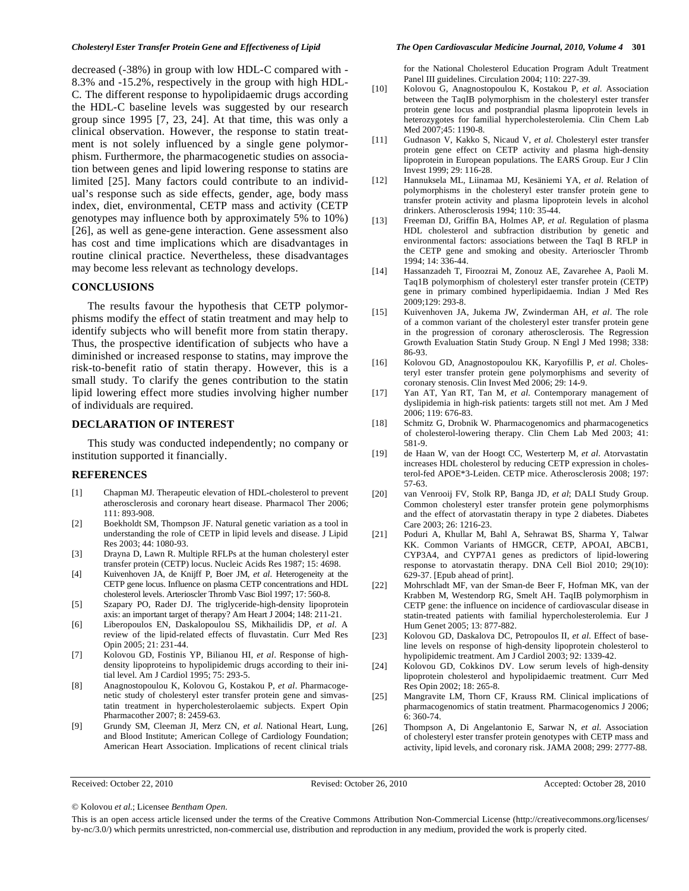decreased (-38%) in group with low HDL-C compared with -8.3% and -15.2%, respectively in the group with high HDL-C. The different response to hypolipidaemic drugs according the HDL-C baseline levels was suggested by our research group since 1995 [7, 23, 24]. At that time, this was only a clinical observation. However, the response to statin treatment is not solely influenced by a single gene polymorphism. Furthermore, the pharmacogenetic studies on association between genes and lipid lowering response to statins are limited [25]. Many factors could contribute to an individual's response such as side effects, gender, age, body mass index, diet, environmental, CETP mass and activity (CETP genotypes may influence both by approximately 5% to 10%) [26], as well as gene-gene interaction. Gene assessment also has cost and time implications which are disadvantages in routine clinical practice. Nevertheless, these disadvantages may become less relevant as technology develops.

## CONCLUSIONS

The results favour the hypothesis that CETP polymorphisms modify the effect of statin treatment and may help to identify subjects who will benefit more from statin therapy. Thus, the prospective identification of subjects who have a diminished or increased response to statins, may improve the risk-to-benefit ratio of statin therapy. However, this is a small study. To clarify the genes contribution to the statin lipid lowering effect more studies involving higher number of individuals are required.

## DECLARATION OF INTEREST

This study was conducted independently; no company or institution supported it financially.

## REFERENCES

[1] Chapman MJ. Therapeutic elevation of HDL-cholesterol to prevent atherosclerosis and coronary heart disease. Pharmacol Ther 2006; 111: 893-908.

[2] Boekholdt SM, Thompson JF. Natural genetic variation as a tool in understanding the role of CETP in lipid levels and disease. J Lipid Res 2003; 44: 1080-93.

[3] Drayna D, Lawn R. Multiple RFLPs at the human cholesteryl ester transfer protein (CETP) locus. Nucleic Acids Res 1987; 15: 4698.

[4] Kuivenhoven JA, de Knijff P, Boer JM, *et al*. Heterogeneity at the CETP gene locus. Influence on plasma CETP concentrations and HDL cholesterol levels. Arterioscler Thromb Vasc Biol 1997; 17: 560-8.

[5] Szapary PO, Rader DJ. The triglyceride-high-density lipoprotein axis: an important target of therapy? Am Heart J 2004; 148: 211-21.

[6] Liberopoulos EN, Daskalopoulou SS, Mikhailidis DP, *et al*. A review of the lipid-related effects of fluvastatin. Curr Med Res Opin 2005; 21: 231-44.

[7] Kolovou GD, Fostinis YP, Bilianou HI, *et al*. Response of high-density lipoproteins to hypolipidemic drugs according to their initial level. Am J Cardiol 1995; 75: 293-5.

[8] Anagnostopoulou K, Kolovou G, Kostakou P, *et al*. Pharmacogenetic study of cholesteryl ester transfer protein gene and simvastatin treatment in hypercholesterolaemic subjects. Expert Opin Pharmacother 2007; 8: 2459-63.

[9] Grundy SM, Cleeman JI, Merz CN, *et al*. National Heart, Lung, and Blood Institute; American College of Cardiology Foundation; American Heart Association. Implications of recent clinical trials for the National Cholesterol Education Program Adult Treatment Panel III guidelines. Circulation 2004; 110: 227-39.

[10] Kolovou G, Anagnostopoulou K, Kostakou P, *et al*. Association between the TaqIB polymorphism in the cholesteryl ester transfer protein gene locus and postprandial plasma lipoprotein levels in heterozygotes for familial hypercholesterolemia. Clin Chem Lab Med 2007;45: 1190-8.

[11] Gudnason V, Kakko S, Nicaud V, *et al*. Cholesteryl ester transfer protein gene effect on CETP activity and plasma high-density lipoprotein in European populations. The EARS Group. Eur J Clin Invest 1999; 29: 116-28.

[12] Hannuksela ML, Liinamaa MJ, Kesäniemi YA, *et al*. Relation of polymorphisms in the cholesteryl ester transfer protein gene to transfer protein activity and plasma lipoprotein levels in alcohol drinkers. Atherosclerosis 1994; 110: 35-44.

[13] Freeman DJ, Griffin BA, Holmes AP, *et al*. Regulation of plasma HDL cholesterol and subfraction distribution by genetic and environmental factors: associations between the TaqI B RFLP in the CETP gene and smoking and obesity. Arterioscler Thromb 1994; 14: 336-44.

[14] Hassanzadeh T, Firoozrai M, Zonouz AE, Zavarehee A, Paoli M. Taq1B polymorphism of cholesteryl ester transfer protein (CETP) gene in primary combined hyperlipidaemia. Indian J Med Res 2009;129: 293-8.

[15] Kuivenhoven JA, Jukema JW, Zwinderman AH, *et al*. The role of a common variant of the cholesteryl ester transfer protein gene in the progression of coronary atherosclerosis. The Regression Growth Evaluation Statin Study Group. N Engl J Med 1998; 338: 86-93.

[16] Kolovou GD, Anagnostopoulou KK, Karyofillis P, *et al*. Cholesteryl ester transfer protein gene polymorphisms and severity of coronary stenosis. Clin Invest Med 2006; 29: 14-9.

[17] Yan AT, Yan RT, Tan M, *et al*. Contemporary management of dyslipidemia in high-risk patients: targets still not met. Am J Med 2006; 119: 676-83.

[18] Schmitz G, Drobnik W. Pharmacogenomics and pharmacogenetics of cholesterol-lowering therapy. Clin Chem Lab Med 2003; 41: 581-9.

[19] de Haan W, van der Hoogt CC, Westerterp M, *et al*. Atorvastatin increases HDL cholesterol by reducing CETP expression in cholesterol-fed APOE*3-Leiden. CETP mice. Atherosclerosis 2008; 197: 57-63.

[20] van Venrooij FV, Stolk RP, Banga JD, *et al*; DALI Study Group. Common cholesteryl ester transfer protein gene polymorphisms and the effect of atorvastatin therapy in type 2 diabetes. Diabetes Care 2003; 26: 1216-23.

[21] Poduri A, Khullar M, Bahl A, Sehrawat BS, Sharma Y, Talwar KK. Common Variants of HMGCR, CETP, APOAI, ABCB1, CYP3A4, and CYP7A1 genes as predictors of lipid-lowering response to atorvastatin therapy. DNA Cell Biol 2010; 29(10): 629-37. [Epub ahead of print].

[22] Mohrschladt MF, van der Sman-de Beer F, Hofman MK, van der Krabben M, Westendorp RG, Smelt AH. TaqIB polymorphism in CETP gene: the influence on incidence of cardiovascular disease in statin-treated patients with familial hypercholesterolemia. Eur J Hum Genet 2005; 13: 877-882.

[23] Kolovou GD, Daskalova DC, Petropoulos II, *et al*. Effect of baseline levels on response of high-density lipoprotein cholesterol to hypolipidemic treatment. Am J Cardiol 2003; 92: 1339-42.

[24] Kolovou GD, Cokkinos DV. Low serum levels of high-density lipoprotein cholesterol and hypolipidaemic treatment. Curr Med Res Opin 2002; 18: 265-8.

[25] Mangravite LM, Thorn CF, Krauss RM. Clinical implications of pharmacogenomics of statin treatment. Pharmacogenomics J 2006; 6: 360-74.

[26] Thompson A, Di Angelantonio E, Sarwar N, *et al*. Association of cholesteryl ester transfer protein genotypes with CETP mass and activity, lipid levels, and coronary risk. JAMA 2008; 299: 2777-88.

Received: October 22, 2010 Revised: October 26, 2010 Accepted: October 28, 2010

© Kolovou *et al*.; Licensee *Bentham Open*.

This is an open access article licensed under the terms of the Creative Commons Attribution Non-Commercial License (http://creativecommons.org/licenses/by-nc/3.0/) which permits unrestricted, non-commercial use, distribution and reproduction in any medium, provided the work is properly cited.